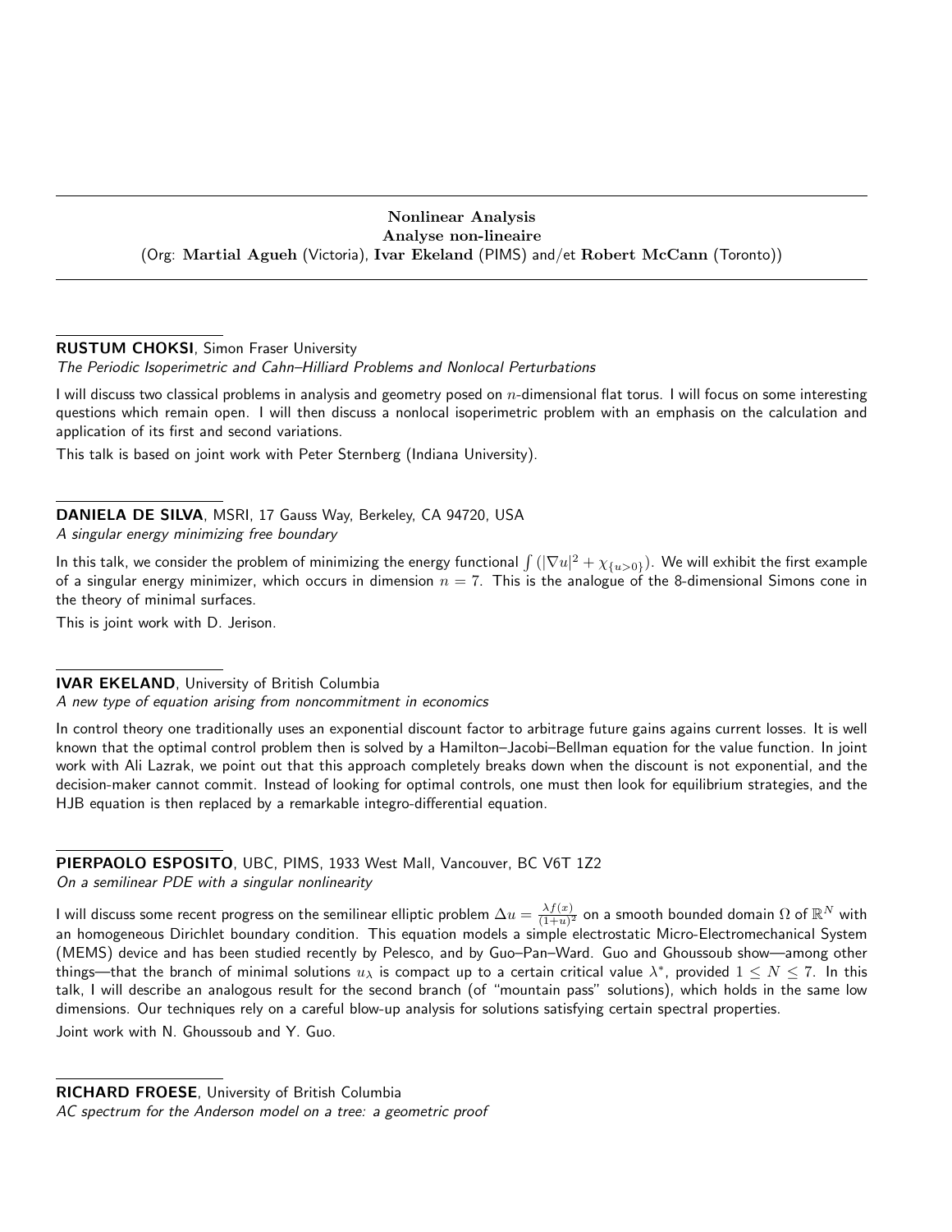## Nonlinear Analysis
## Analyse non-lineaire

(Org: **Martial Agueh** (Victoria), **Ivar Ekeland** (PIMS) and/et **Robert McCann** (Toronto))

---

**RUSTUM CHOKSI**, Simon Fraser University
*The Periodic Isoperimetric and Cahn–Hilliard Problems and Nonlocal Perturbations*

I will discuss two classical problems in analysis and geometry posed on $n$-dimensional flat torus. I will focus on some interesting questions which remain open. I will then discuss a nonlocal isoperimetric problem with an emphasis on the calculation and application of its first and second variations.

This talk is based on joint work with Peter Sternberg (Indiana University).

---

**DANIELA DE SILVA**, MSRI, 17 Gauss Way, Berkeley, CA 94720, USA
*A singular energy minimizing free boundary*

In this talk, we consider the problem of minimizing the energy functional $\int(|\nabla u|^2 + \chi_{\{u>0\}})$. We will exhibit the first example of a singular energy minimizer, which occurs in dimension $n = 7$. This is the analogue of the 8-dimensional Simons cone in the theory of minimal surfaces.

This is joint work with D. Jerison.

---

**IVAR EKELAND**, University of British Columbia
*A new type of equation arising from noncommitment in economics*

In control theory one traditionally uses an exponential discount factor to arbitrage future gains agains current losses. It is well known that the optimal control problem then is solved by a Hamilton–Jacobi–Bellman equation for the value function. In joint work with Ali Lazrak, we point out that this approach completely breaks down when the discount is not exponential, and the decision-maker cannot commit. Instead of looking for optimal controls, one must then look for equilibrium strategies, and the HJB equation is then replaced by a remarkable integro-differential equation.

---

**PIERPAOLO ESPOSITO**, UBC, PIMS, 1933 West Mall, Vancouver, BC V6T 1Z2
*On a semilinear PDE with a singular nonlinearity*

I will discuss some recent progress on the semilinear elliptic problem $\Delta u = \frac{\lambda f(x)}{(1+u)^2}$ on a smooth bounded domain $\Omega$ of $\mathbb{R}^N$ with an homogeneous Dirichlet boundary condition. This equation models a simple electrostatic Micro-Electromechanical System (MEMS) device and has been studied recently by Pelesco, and by Guo–Pan–Ward. Guo and Ghoussoub show—among other things—that the branch of minimal solutions $u_\lambda$ is compact up to a certain critical value $\lambda^*$, provided $1 \leq N \leq 7$. In this talk, I will describe an analogous result for the second branch (of "mountain pass" solutions), which holds in the same low dimensions. Our techniques rely on a careful blow-up analysis for solutions satisfying certain spectral properties.

Joint work with N. Ghoussoub and Y. Guo.

---

**RICHARD FROESE**, University of British Columbia
*AC spectrum for the Anderson model on a tree: a geometric proof*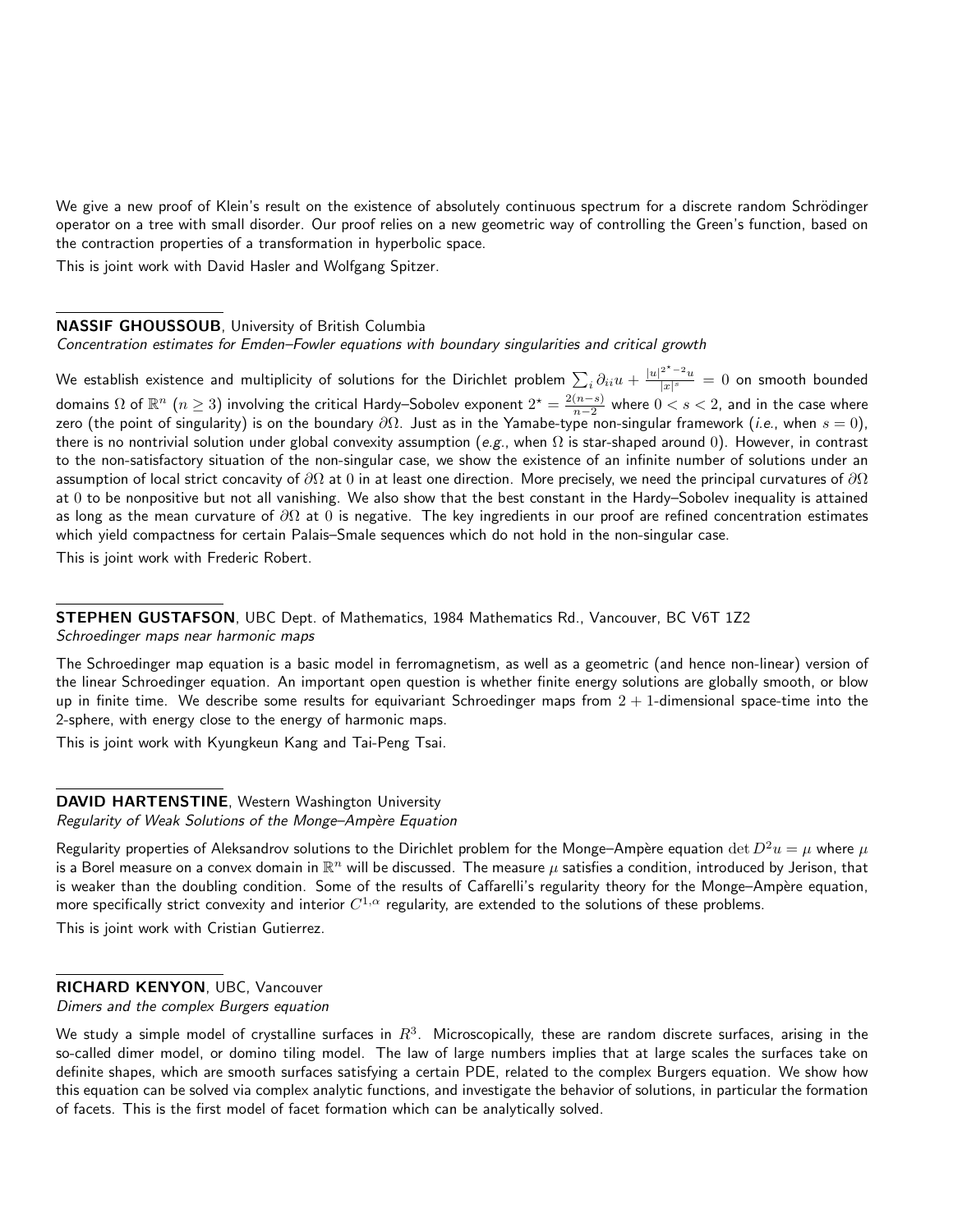We give a new proof of Klein's result on the existence of absolutely continuous spectrum for a discrete random Schrödinger operator on a tree with small disorder. Our proof relies on a new geometric way of controlling the Green's function, based on the contraction properties of a transformation in hyperbolic space.

This is joint work with David Hasler and Wolfgang Spitzer.

---

**NASSIF GHOUSSOUB**, University of British Columbia
*Concentration estimates for Emden–Fowler equations with boundary singularities and critical growth*

We establish existence and multiplicity of solutions for the Dirichlet problem $\sum_i \partial_{ii} u + \frac{|u|^{2^\star - 2} u}{|x|^s} = 0$ on smooth bounded domains $\Omega$ of $\mathbb{R}^n$ ($n \geq 3$) involving the critical Hardy–Sobolev exponent $2^\star = \frac{2(n-s)}{n-2}$ where $0 < s < 2$, and in the case where zero (the point of singularity) is on the boundary $\partial\Omega$. Just as in the Yamabe-type non-singular framework (*i.e.*, when $s = 0$), there is no nontrivial solution under global convexity assumption (*e.g.*, when $\Omega$ is star-shaped around $0$). However, in contrast to the non-satisfactory situation of the non-singular case, we show the existence of an infinite number of solutions under an assumption of local strict concavity of $\partial\Omega$ at $0$ in at least one direction. More precisely, we need the principal curvatures of $\partial\Omega$ at $0$ to be nonpositive but not all vanishing. We also show that the best constant in the Hardy–Sobolev inequality is attained as long as the mean curvature of $\partial\Omega$ at $0$ is negative. The key ingredients in our proof are refined concentration estimates which yield compactness for certain Palais–Smale sequences which do not hold in the non-singular case.

This is joint work with Frederic Robert.

---

**STEPHEN GUSTAFSON**, UBC Dept. of Mathematics, 1984 Mathematics Rd., Vancouver, BC V6T 1Z2
*Schroedinger maps near harmonic maps*

The Schroedinger map equation is a basic model in ferromagnetism, as well as a geometric (and hence non-linear) version of the linear Schroedinger equation. An important open question is whether finite energy solutions are globally smooth, or blow up in finite time. We describe some results for equivariant Schroedinger maps from $2+1$-dimensional space-time into the 2-sphere, with energy close to the energy of harmonic maps.

This is joint work with Kyungkeun Kang and Tai-Peng Tsai.

---

**DAVID HARTENSTINE**, Western Washington University
*Regularity of Weak Solutions of the Monge–Ampère Equation*

Regularity properties of Aleksandrov solutions to the Dirichlet problem for the Monge–Ampère equation $\det D^2 u = \mu$ where $\mu$ is a Borel measure on a convex domain in $\mathbb{R}^n$ will be discussed. The measure $\mu$ satisfies a condition, introduced by Jerison, that is weaker than the doubling condition. Some of the results of Caffarelli's regularity theory for the Monge–Ampère equation, more specifically strict convexity and interior $C^{1,\alpha}$ regularity, are extended to the solutions of these problems.

This is joint work with Cristian Gutierrez.

---

**RICHARD KENYON**, UBC, Vancouver
*Dimers and the complex Burgers equation*

We study a simple model of crystalline surfaces in $R^3$. Microscopically, these are random discrete surfaces, arising in the so-called dimer model, or domino tiling model. The law of large numbers implies that at large scales the surfaces take on definite shapes, which are smooth surfaces satisfying a certain PDE, related to the complex Burgers equation. We show how this equation can be solved via complex analytic functions, and investigate the behavior of solutions, in particular the formation of facets. This is the first model of facet formation which can be analytically solved.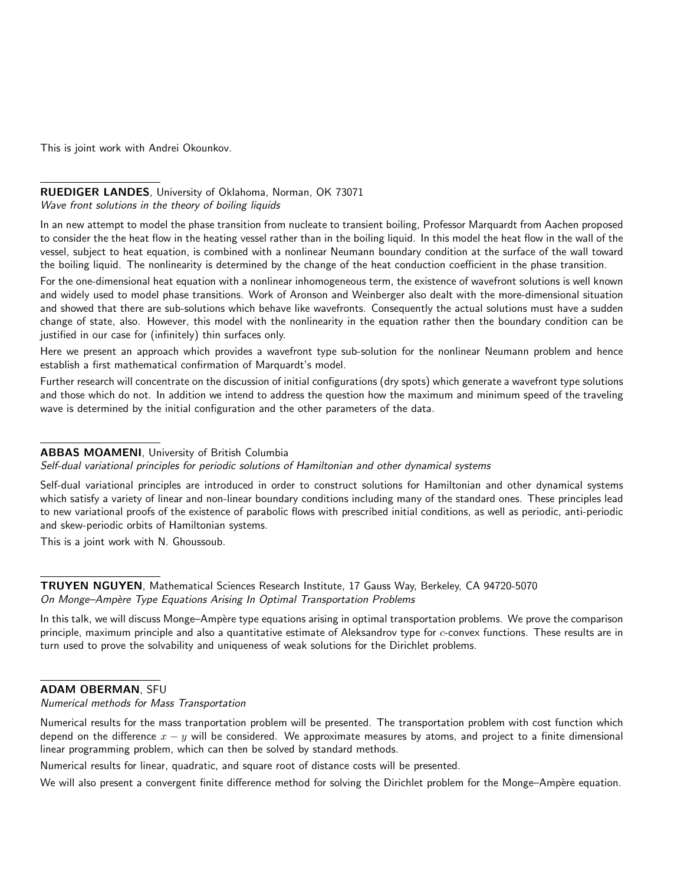This is joint work with Andrei Okounkov.

---

**RUEDIGER LANDES**, University of Oklahoma, Norman, OK 73071
*Wave front solutions in the theory of boiling liquids*

In an new attempt to model the phase transition from nucleate to transient boiling, Professor Marquardt from Aachen proposed to consider the the heat flow in the heating vessel rather than in the boiling liquid. In this model the heat flow in the wall of the vessel, subject to heat equation, is combined with a nonlinear Neumann boundary condition at the surface of the wall toward the boiling liquid. The nonlinearity is determined by the change of the heat conduction coefficient in the phase transition.

For the one-dimensional heat equation with a nonlinear inhomogeneous term, the existence of wavefront solutions is well known and widely used to model phase transitions. Work of Aronson and Weinberger also dealt with the more-dimensional situation and showed that there are sub-solutions which behave like wavefronts. Consequently the actual solutions must have a sudden change of state, also. However, this model with the nonlinearity in the equation rather then the boundary condition can be justified in our case for (infinitely) thin surfaces only.

Here we present an approach which provides a wavefront type sub-solution for the nonlinear Neumann problem and hence establish a first mathematical confirmation of Marquardt's model.

Further research will concentrate on the discussion of initial configurations (dry spots) which generate a wavefront type solutions and those which do not. In addition we intend to address the question how the maximum and minimum speed of the traveling wave is determined by the initial configuration and the other parameters of the data.

---

**ABBAS MOAMENI**, University of British Columbia
*Self-dual variational principles for periodic solutions of Hamiltonian and other dynamical systems*

Self-dual variational principles are introduced in order to construct solutions for Hamiltonian and other dynamical systems which satisfy a variety of linear and non-linear boundary conditions including many of the standard ones. These principles lead to new variational proofs of the existence of parabolic flows with prescribed initial conditions, as well as periodic, anti-periodic and skew-periodic orbits of Hamiltonian systems.

This is a joint work with N. Ghoussoub.

---

**TRUYEN NGUYEN**, Mathematical Sciences Research Institute, 17 Gauss Way, Berkeley, CA 94720-5070
*On Monge–Ampère Type Equations Arising In Optimal Transportation Problems*

In this talk, we will discuss Monge–Ampère type equations arising in optimal transportation problems. We prove the comparison principle, maximum principle and also a quantitative estimate of Aleksandrov type for $c$-convex functions. These results are in turn used to prove the solvability and uniqueness of weak solutions for the Dirichlet problems.

---

**ADAM OBERMAN**, SFU
*Numerical methods for Mass Transportation*

Numerical results for the mass tranportation problem will be presented. The transportation problem with cost function which depend on the difference $x - y$ will be considered. We approximate measures by atoms, and project to a finite dimensional linear programming problem, which can then be solved by standard methods.

Numerical results for linear, quadratic, and square root of distance costs will be presented.

We will also present a convergent finite difference method for solving the Dirichlet problem for the Monge–Ampère equation.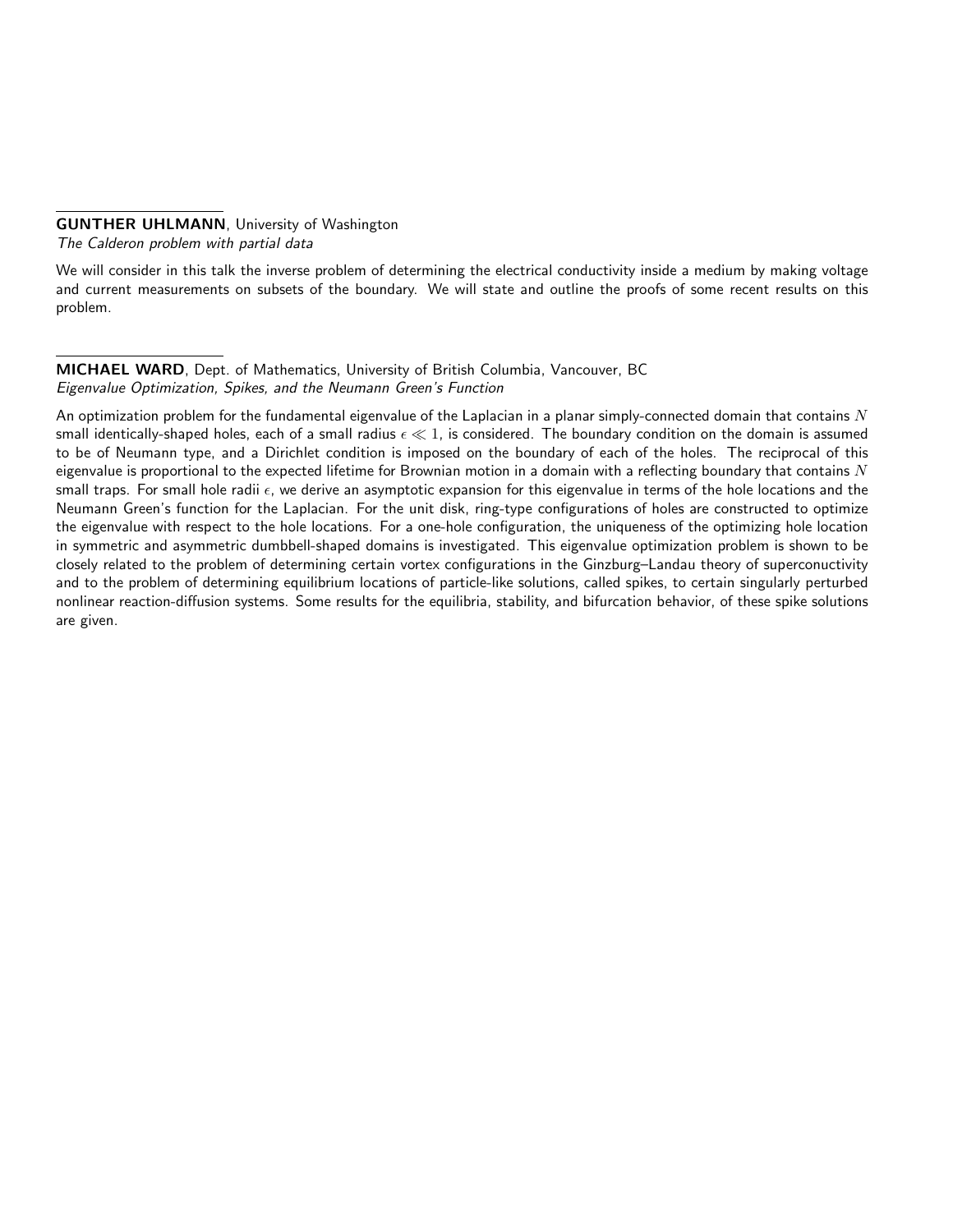**GUNTHER UHLMANN**, University of Washington
*The Calderon problem with partial data*

We will consider in this talk the inverse problem of determining the electrical conductivity inside a medium by making voltage and current measurements on subsets of the boundary. We will state and outline the proofs of some recent results on this problem.

**MICHAEL WARD**, Dept. of Mathematics, University of British Columbia, Vancouver, BC
*Eigenvalue Optimization, Spikes, and the Neumann Green's Function*

An optimization problem for the fundamental eigenvalue of the Laplacian in a planar simply-connected domain that contains $N$ small identically-shaped holes, each of a small radius $\epsilon \ll 1$, is considered. The boundary condition on the domain is assumed to be of Neumann type, and a Dirichlet condition is imposed on the boundary of each of the holes. The reciprocal of this eigenvalue is proportional to the expected lifetime for Brownian motion in a domain with a reflecting boundary that contains $N$ small traps. For small hole radii $\epsilon$, we derive an asymptotic expansion for this eigenvalue in terms of the hole locations and the Neumann Green's function for the Laplacian. For the unit disk, ring-type configurations of holes are constructed to optimize the eigenvalue with respect to the hole locations. For a one-hole configuration, the uniqueness of the optimizing hole location in symmetric and asymmetric dumbbell-shaped domains is investigated. This eigenvalue optimization problem is shown to be closely related to the problem of determining certain vortex configurations in the Ginzburg–Landau theory of superconuctivity and to the problem of determining equilibrium locations of particle-like solutions, called spikes, to certain singularly perturbed nonlinear reaction-diffusion systems. Some results for the equilibria, stability, and bifurcation behavior, of these spike solutions are given.